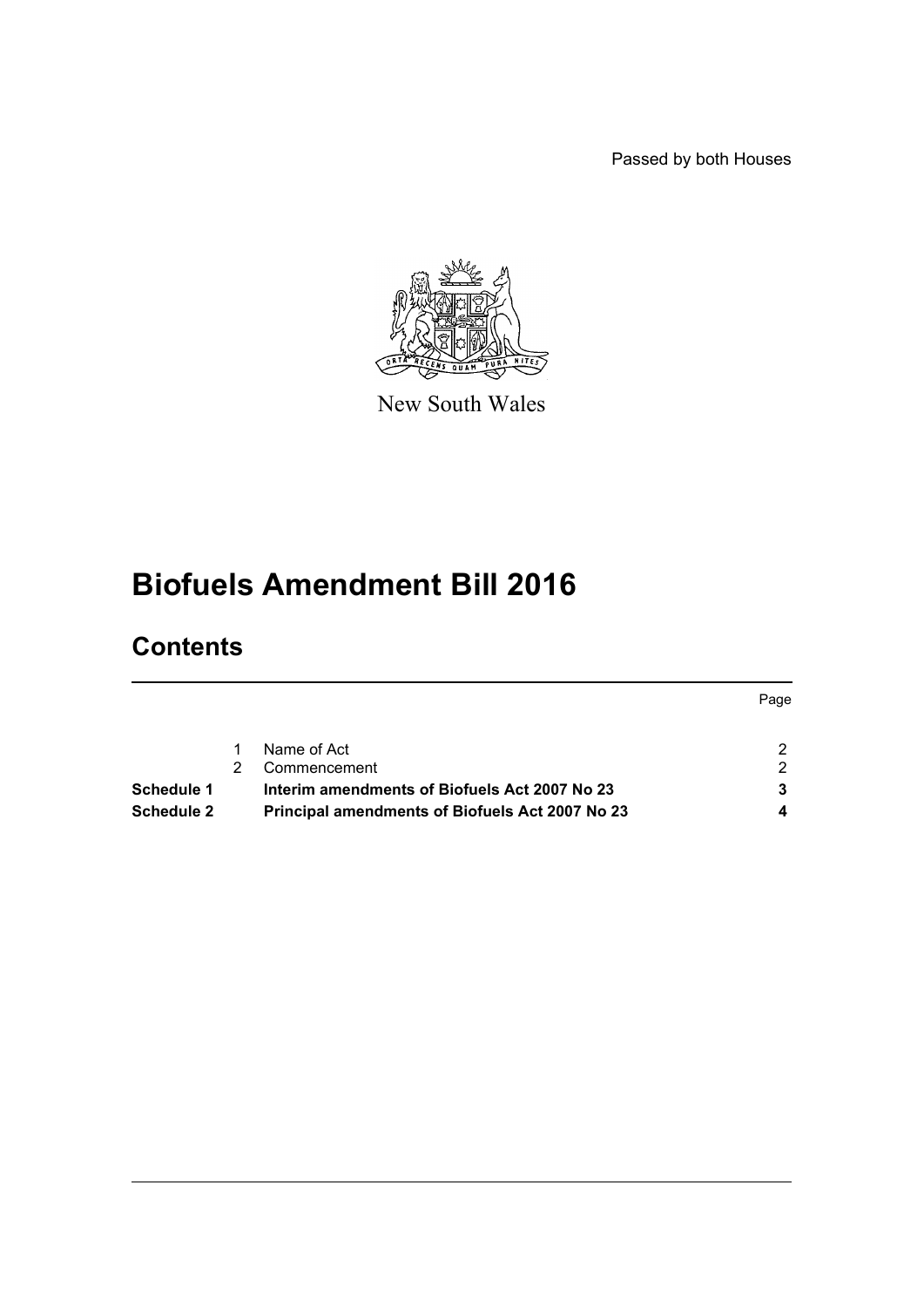Passed by both Houses

New South Wales

# Biofuels Amendment Bill 2016

## Contents

| | | | Page |
|---|---|---|---|
| | 1 | Name of Act | 2 |
| | 2 | Commencement | 2 |
| **Schedule 1** | | **Interim amendments of Biofuels Act 2007 No 23** | **3** |
| **Schedule 2** | | **Principal amendments of Biofuels Act 2007 No 23** | **4** |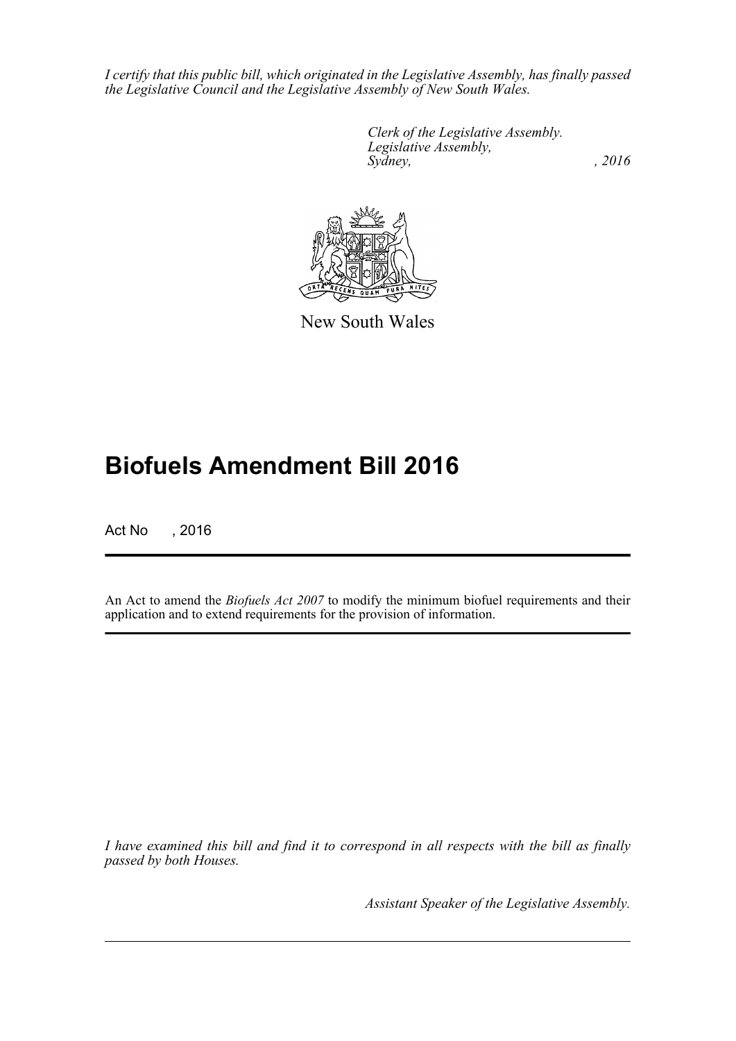*I certify that this public bill, which originated in the Legislative Assembly, has finally passed the Legislative Council and the Legislative Assembly of New South Wales.*

*Clerk of the Legislative Assembly.*
*Legislative Assembly,*
*Sydney, , 2016*

New South Wales

# Biofuels Amendment Bill 2016

Act No , 2016

An Act to amend the *Biofuels Act 2007* to modify the minimum biofuel requirements and their application and to extend requirements for the provision of information.

*I have examined this bill and find it to correspond in all respects with the bill as finally passed by both Houses.*

*Assistant Speaker of the Legislative Assembly.*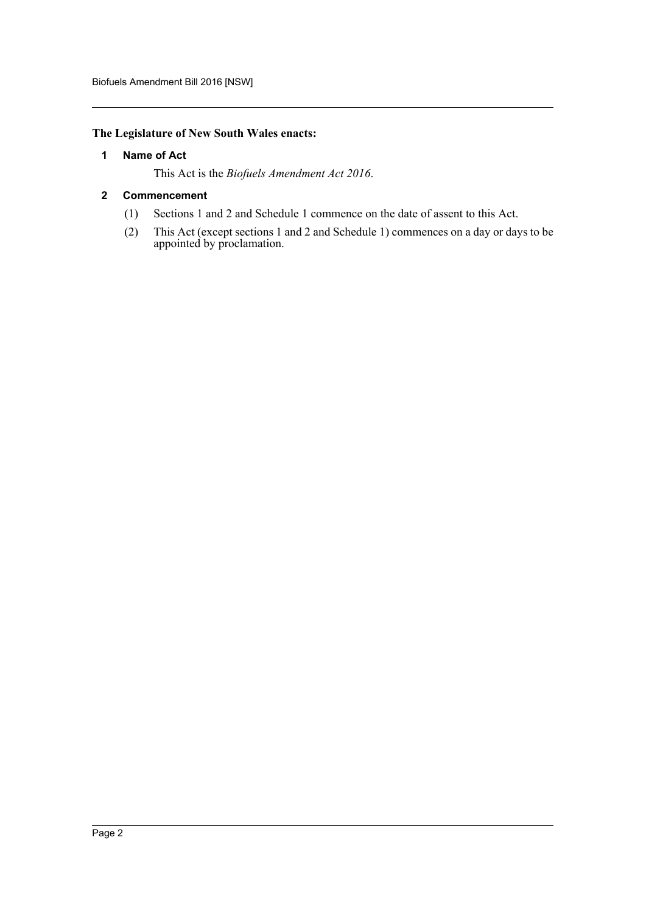**The Legislature of New South Wales enacts:**

**1 Name of Act**

This Act is the *Biofuels Amendment Act 2016*.

**2 Commencement**

(1) Sections 1 and 2 and Schedule 1 commence on the date of assent to this Act.

(2) This Act (except sections 1 and 2 and Schedule 1) commences on a day or days to be appointed by proclamation.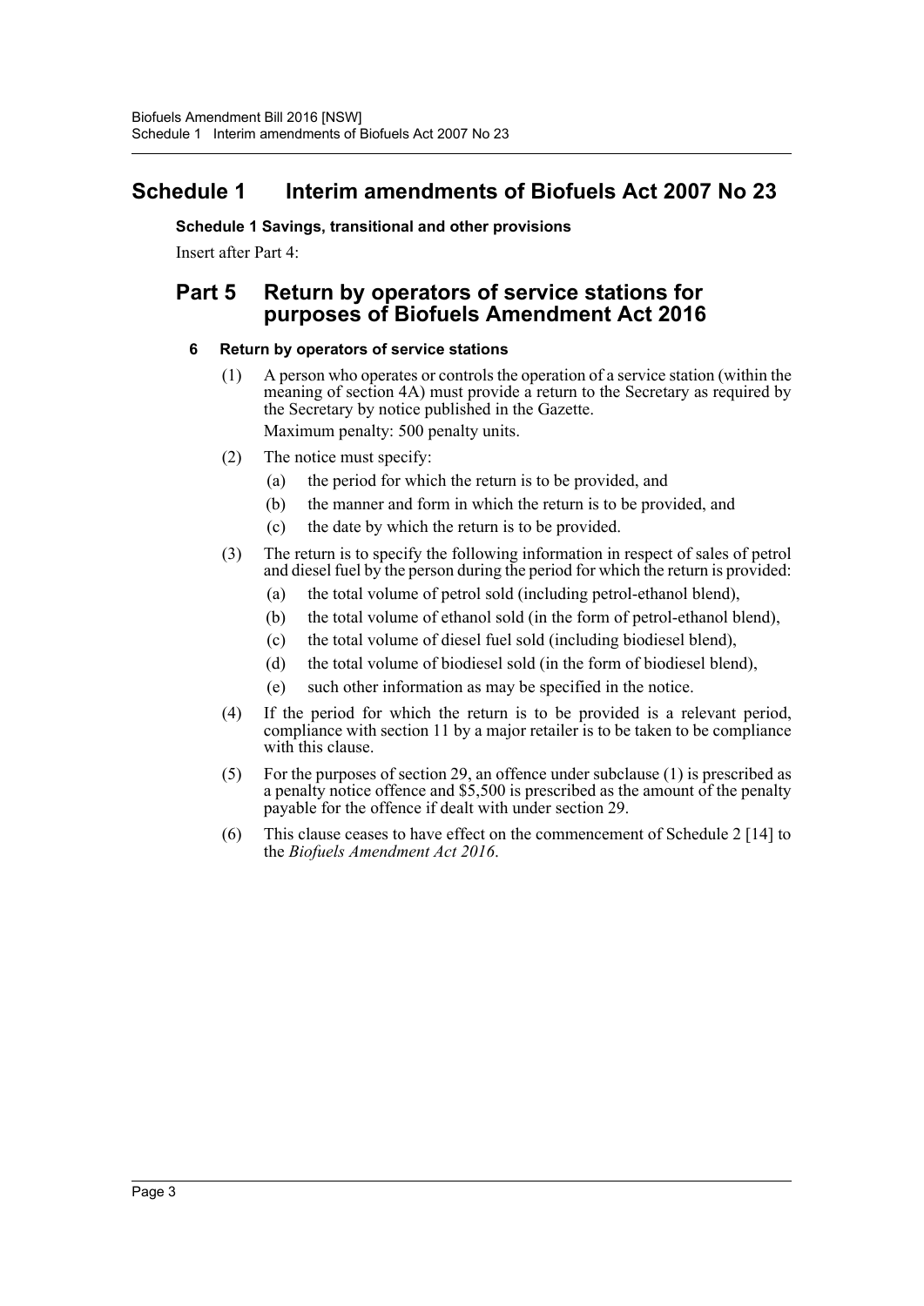# Schedule 1 Interim amendments of Biofuels Act 2007 No 23

**Schedule 1 Savings, transitional and other provisions**

Insert after Part 4:

## Part 5 Return by operators of service stations for purposes of Biofuels Amendment Act 2016

### 6 Return by operators of service stations

(1) A person who operates or controls the operation of a service station (within the meaning of section 4A) must provide a return to the Secretary as required by the Secretary by notice published in the Gazette.

Maximum penalty: 500 penalty units.

(2) The notice must specify:

- (a) the period for which the return is to be provided, and
- (b) the manner and form in which the return is to be provided, and
- (c) the date by which the return is to be provided.

(3) The return is to specify the following information in respect of sales of petrol and diesel fuel by the person during the period for which the return is provided:

- (a) the total volume of petrol sold (including petrol-ethanol blend),
- (b) the total volume of ethanol sold (in the form of petrol-ethanol blend),
- (c) the total volume of diesel fuel sold (including biodiesel blend),
- (d) the total volume of biodiesel sold (in the form of biodiesel blend),
- (e) such other information as may be specified in the notice.

(4) If the period for which the return is to be provided is a relevant period, compliance with section 11 by a major retailer is to be taken to be compliance with this clause.

(5) For the purposes of section 29, an offence under subclause (1) is prescribed as a penalty notice offence and $5,500 is prescribed as the amount of the penalty payable for the offence if dealt with under section 29.

(6) This clause ceases to have effect on the commencement of Schedule 2 [14] to the *Biofuels Amendment Act 2016*.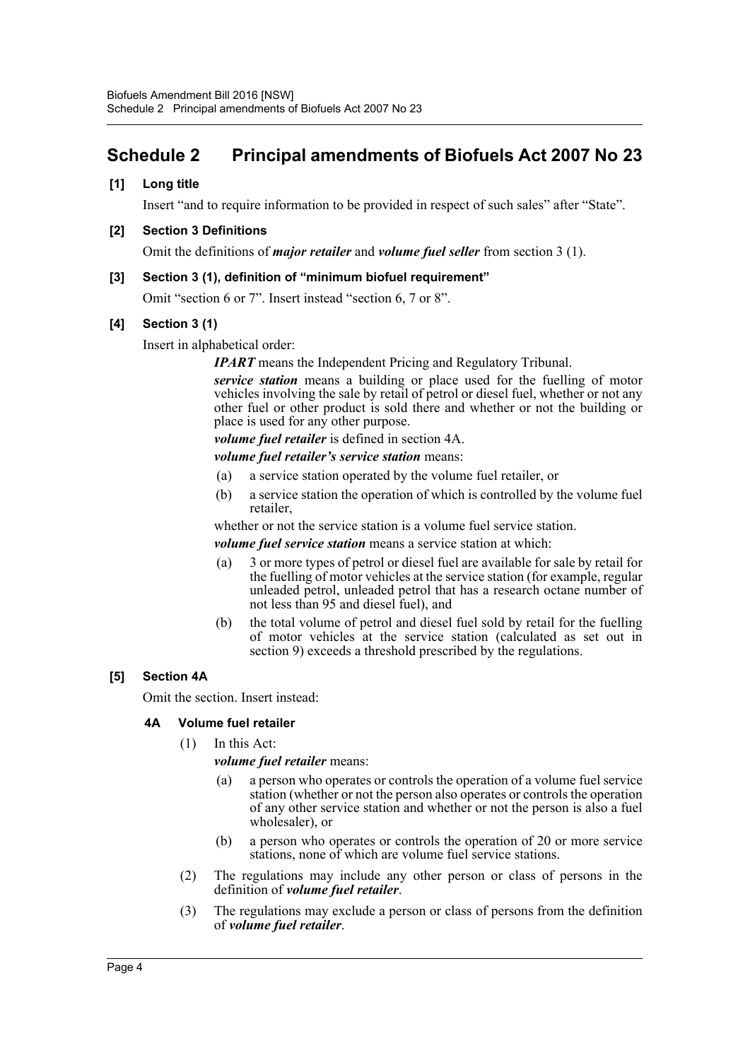# Schedule 2 Principal amendments of Biofuels Act 2007 No 23

**[1] Long title**

Insert "and to require information to be provided in respect of such sales" after "State".

**[2] Section 3 Definitions**

Omit the definitions of ***major retailer*** and ***volume fuel seller*** from section 3 (1).

**[3] Section 3 (1), definition of "minimum biofuel requirement"**

Omit "section 6 or 7". Insert instead "section 6, 7 or 8".

**[4] Section 3 (1)**

Insert in alphabetical order:

***IPART*** means the Independent Pricing and Regulatory Tribunal.

***service station*** means a building or place used for the fuelling of motor vehicles involving the sale by retail of petrol or diesel fuel, whether or not any other fuel or other product is sold there and whether or not the building or place is used for any other purpose.

***volume fuel retailer*** is defined in section 4A.

***volume fuel retailer's service station*** means:

(a) a service station operated by the volume fuel retailer, or

(b) a service station the operation of which is controlled by the volume fuel retailer,

whether or not the service station is a volume fuel service station.

***volume fuel service station*** means a service station at which:

(a) 3 or more types of petrol or diesel fuel are available for sale by retail for the fuelling of motor vehicles at the service station (for example, regular unleaded petrol, unleaded petrol that has a research octane number of not less than 95 and diesel fuel), and

(b) the total volume of petrol and diesel fuel sold by retail for the fuelling of motor vehicles at the service station (calculated as set out in section 9) exceeds a threshold prescribed by the regulations.

**[5] Section 4A**

Omit the section. Insert instead:

**4A Volume fuel retailer**

(1) In this Act:

***volume fuel retailer*** means:

(a) a person who operates or controls the operation of a volume fuel service station (whether or not the person also operates or controls the operation of any other service station and whether or not the person is also a fuel wholesaler), or

(b) a person who operates or controls the operation of 20 or more service stations, none of which are volume fuel service stations.

(2) The regulations may include any other person or class of persons in the definition of ***volume fuel retailer***.

(3) The regulations may exclude a person or class of persons from the definition of ***volume fuel retailer***.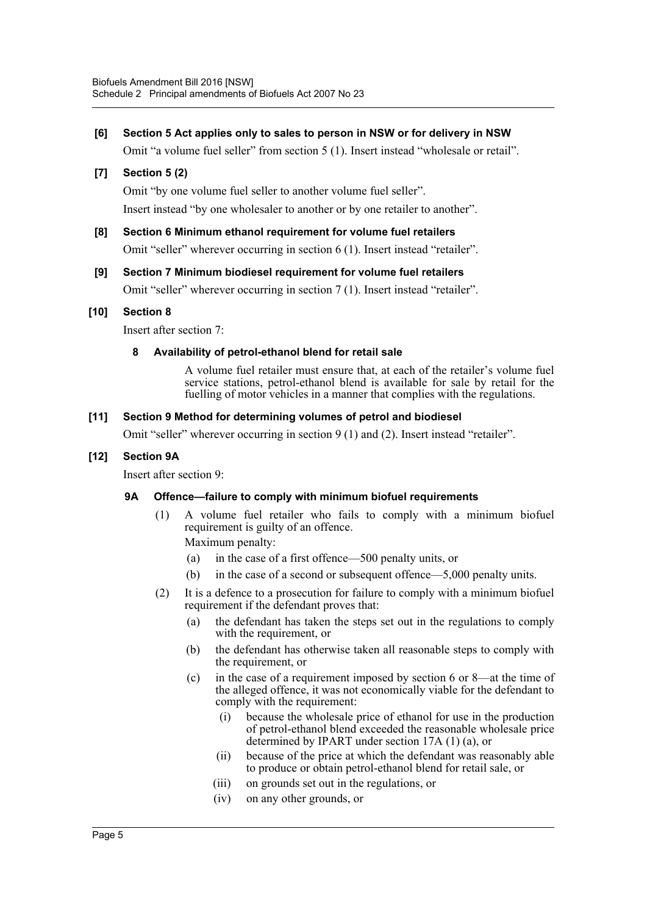**[6] Section 5 Act applies only to sales to person in NSW or for delivery in NSW**

Omit "a volume fuel seller" from section 5 (1). Insert instead "wholesale or retail".

**[7] Section 5 (2)**

Omit "by one volume fuel seller to another volume fuel seller".

Insert instead "by one wholesaler to another or by one retailer to another".

**[8] Section 6 Minimum ethanol requirement for volume fuel retailers**

Omit "seller" wherever occurring in section 6 (1). Insert instead "retailer".

**[9] Section 7 Minimum biodiesel requirement for volume fuel retailers**

Omit "seller" wherever occurring in section 7 (1). Insert instead "retailer".

**[10] Section 8**

Insert after section 7:

**8 Availability of petrol-ethanol blend for retail sale**

A volume fuel retailer must ensure that, at each of the retailer's volume fuel service stations, petrol-ethanol blend is available for sale by retail for the fuelling of motor vehicles in a manner that complies with the regulations.

**[11] Section 9 Method for determining volumes of petrol and biodiesel**

Omit "seller" wherever occurring in section 9 (1) and (2). Insert instead "retailer".

**[12] Section 9A**

Insert after section 9:

**9A Offence—failure to comply with minimum biofuel requirements**

(1) A volume fuel retailer who fails to comply with a minimum biofuel requirement is guilty of an offence.

Maximum penalty:

(a) in the case of a first offence—500 penalty units, or

(b) in the case of a second or subsequent offence—5,000 penalty units.

(2) It is a defence to a prosecution for failure to comply with a minimum biofuel requirement if the defendant proves that:

(a) the defendant has taken the steps set out in the regulations to comply with the requirement, or

(b) the defendant has otherwise taken all reasonable steps to comply with the requirement, or

(c) in the case of a requirement imposed by section 6 or 8—at the time of the alleged offence, it was not economically viable for the defendant to comply with the requirement:

(i) because the wholesale price of ethanol for use in the production of petrol-ethanol blend exceeded the reasonable wholesale price determined by IPART under section 17A (1) (a), or

(ii) because of the price at which the defendant was reasonably able to produce or obtain petrol-ethanol blend for retail sale, or

(iii) on grounds set out in the regulations, or

(iv) on any other grounds, or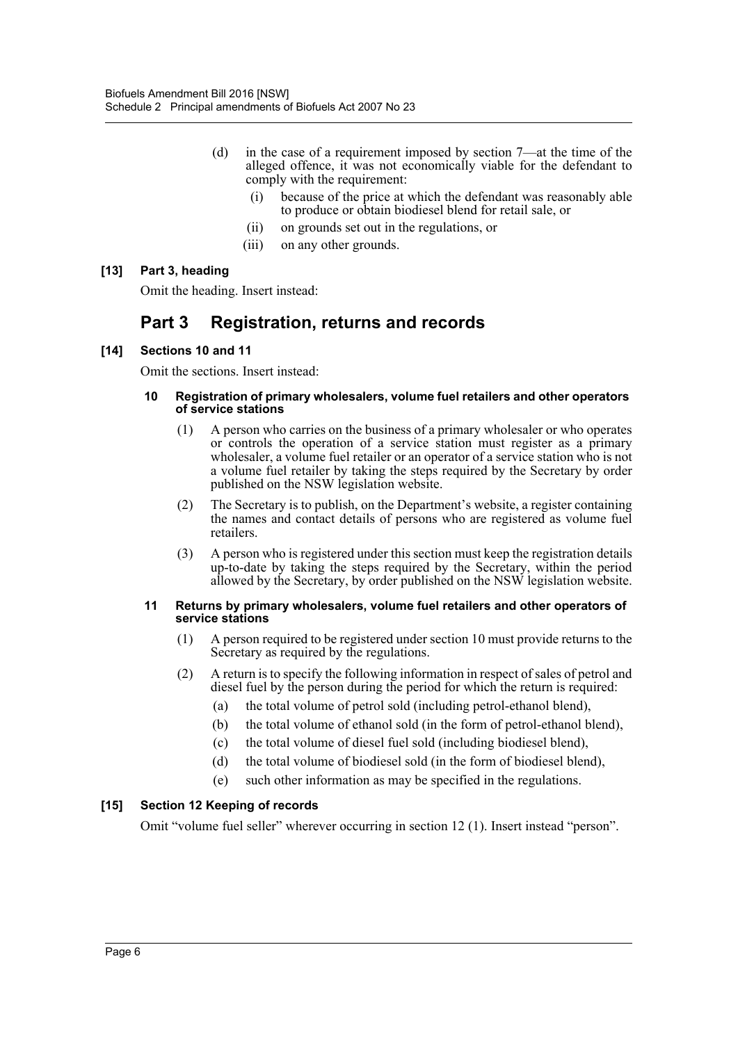(d) in the case of a requirement imposed by section 7—at the time of the alleged offence, it was not economically viable for the defendant to comply with the requirement:

  (i) because of the price at which the defendant was reasonably able to produce or obtain biodiesel blend for retail sale, or

  (ii) on grounds set out in the regulations, or

  (iii) on any other grounds.

**[13] Part 3, heading**

Omit the heading. Insert instead:

## Part 3 Registration, returns and records

**[14] Sections 10 and 11**

Omit the sections. Insert instead:

**10 Registration of primary wholesalers, volume fuel retailers and other operators of service stations**

(1) A person who carries on the business of a primary wholesaler or who operates or controls the operation of a service station must register as a primary wholesaler, a volume fuel retailer or an operator of a service station who is not a volume fuel retailer by taking the steps required by the Secretary by order published on the NSW legislation website.

(2) The Secretary is to publish, on the Department's website, a register containing the names and contact details of persons who are registered as volume fuel retailers.

(3) A person who is registered under this section must keep the registration details up-to-date by taking the steps required by the Secretary, within the period allowed by the Secretary, by order published on the NSW legislation website.

**11 Returns by primary wholesalers, volume fuel retailers and other operators of service stations**

(1) A person required to be registered under section 10 must provide returns to the Secretary as required by the regulations.

(2) A return is to specify the following information in respect of sales of petrol and diesel fuel by the person during the period for which the return is required:

  (a) the total volume of petrol sold (including petrol-ethanol blend),

  (b) the total volume of ethanol sold (in the form of petrol-ethanol blend),

  (c) the total volume of diesel fuel sold (including biodiesel blend),

  (d) the total volume of biodiesel sold (in the form of biodiesel blend),

  (e) such other information as may be specified in the regulations.

**[15] Section 12 Keeping of records**

Omit "volume fuel seller" wherever occurring in section 12 (1). Insert instead "person".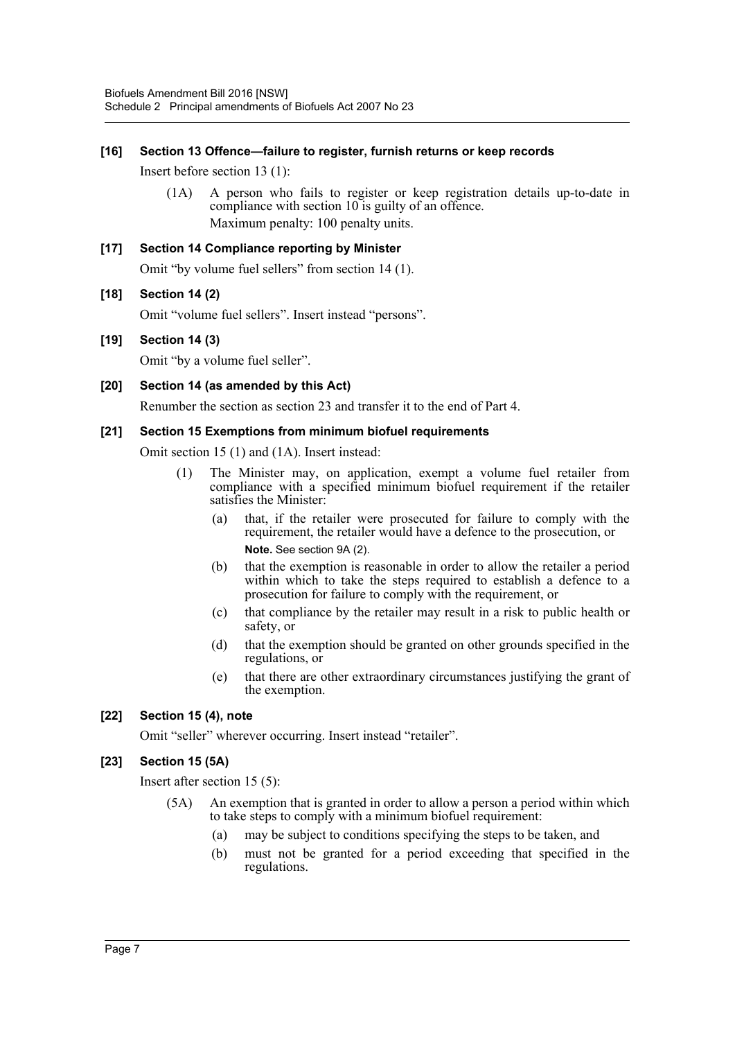**[16] Section 13 Offence—failure to register, furnish returns or keep records**

Insert before section 13 (1):

> (1A) A person who fails to register or keep registration details up-to-date in compliance with section 10 is guilty of an offence.
>
> Maximum penalty: 100 penalty units.

**[17] Section 14 Compliance reporting by Minister**

Omit "by volume fuel sellers" from section 14 (1).

**[18] Section 14 (2)**

Omit "volume fuel sellers". Insert instead "persons".

**[19] Section 14 (3)**

Omit "by a volume fuel seller".

**[20] Section 14 (as amended by this Act)**

Renumber the section as section 23 and transfer it to the end of Part 4.

**[21] Section 15 Exemptions from minimum biofuel requirements**

Omit section 15 (1) and (1A). Insert instead:

> (1) The Minister may, on application, exempt a volume fuel retailer from compliance with a specified minimum biofuel requirement if the retailer satisfies the Minister:
>
> (a) that, if the retailer were prosecuted for failure to comply with the requirement, the retailer would have a defence to the prosecution, or
>
> **Note.** See section 9A (2).
>
> (b) that the exemption is reasonable in order to allow the retailer a period within which to take the steps required to establish a defence to a prosecution for failure to comply with the requirement, or
>
> (c) that compliance by the retailer may result in a risk to public health or safety, or
>
> (d) that the exemption should be granted on other grounds specified in the regulations, or
>
> (e) that there are other extraordinary circumstances justifying the grant of the exemption.

**[22] Section 15 (4), note**

Omit "seller" wherever occurring. Insert instead "retailer".

**[23] Section 15 (5A)**

Insert after section 15 (5):

> (5A) An exemption that is granted in order to allow a person a period within which to take steps to comply with a minimum biofuel requirement:
>
> (a) may be subject to conditions specifying the steps to be taken, and
>
> (b) must not be granted for a period exceeding that specified in the regulations.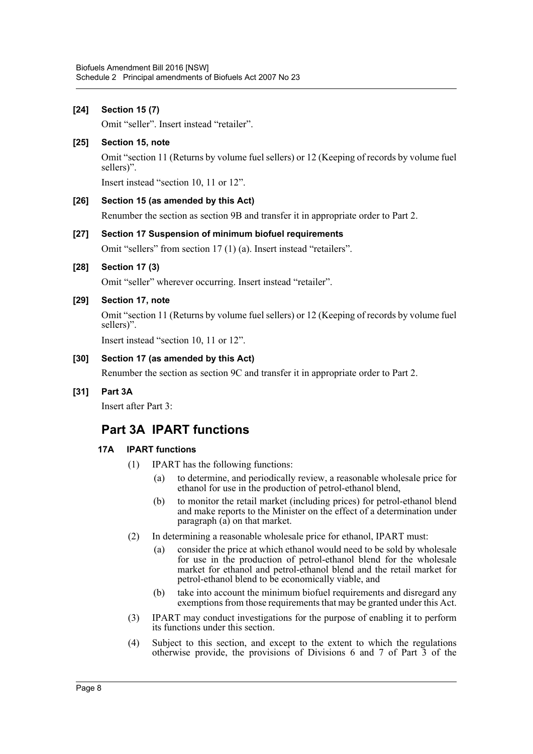**[24] Section 15 (7)**

Omit "seller". Insert instead "retailer".

**[25] Section 15, note**

Omit "section 11 (Returns by volume fuel sellers) or 12 (Keeping of records by volume fuel sellers)".

Insert instead "section 10, 11 or 12".

**[26] Section 15 (as amended by this Act)**

Renumber the section as section 9B and transfer it in appropriate order to Part 2.

**[27] Section 17 Suspension of minimum biofuel requirements**

Omit "sellers" from section 17 (1) (a). Insert instead "retailers".

**[28] Section 17 (3)**

Omit "seller" wherever occurring. Insert instead "retailer".

**[29] Section 17, note**

Omit "section 11 (Returns by volume fuel sellers) or 12 (Keeping of records by volume fuel sellers)".

Insert instead "section 10, 11 or 12".

**[30] Section 17 (as amended by this Act)**

Renumber the section as section 9C and transfer it in appropriate order to Part 2.

**[31] Part 3A**

Insert after Part 3:

## Part 3A IPART functions

### 17A IPART functions

(1) IPART has the following functions:

(a) to determine, and periodically review, a reasonable wholesale price for ethanol for use in the production of petrol-ethanol blend,

(b) to monitor the retail market (including prices) for petrol-ethanol blend and make reports to the Minister on the effect of a determination under paragraph (a) on that market.

(2) In determining a reasonable wholesale price for ethanol, IPART must:

(a) consider the price at which ethanol would need to be sold by wholesale for use in the production of petrol-ethanol blend for the wholesale market for ethanol and petrol-ethanol blend and the retail market for petrol-ethanol blend to be economically viable, and

(b) take into account the minimum biofuel requirements and disregard any exemptions from those requirements that may be granted under this Act.

(3) IPART may conduct investigations for the purpose of enabling it to perform its functions under this section.

(4) Subject to this section, and except to the extent to which the regulations otherwise provide, the provisions of Divisions 6 and 7 of Part 3 of the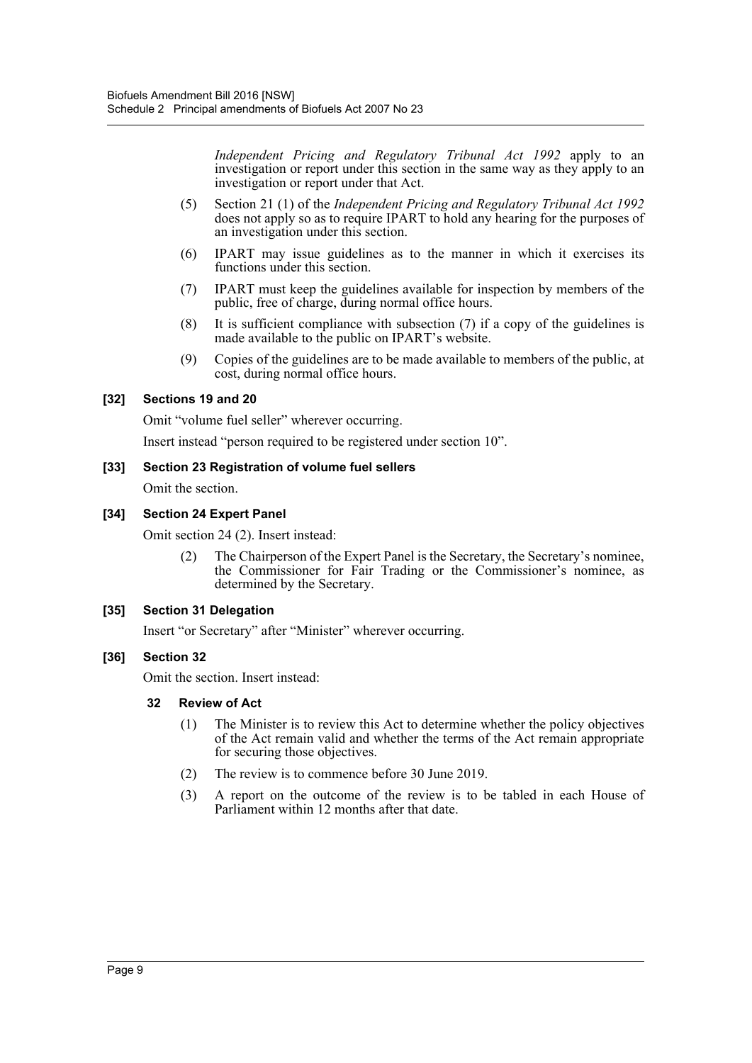*Independent Pricing and Regulatory Tribunal Act 1992* apply to an investigation or report under this section in the same way as they apply to an investigation or report under that Act.

(5) Section 21 (1) of the *Independent Pricing and Regulatory Tribunal Act 1992* does not apply so as to require IPART to hold any hearing for the purposes of an investigation under this section.

(6) IPART may issue guidelines as to the manner in which it exercises its functions under this section.

(7) IPART must keep the guidelines available for inspection by members of the public, free of charge, during normal office hours.

(8) It is sufficient compliance with subsection (7) if a copy of the guidelines is made available to the public on IPART's website.

(9) Copies of the guidelines are to be made available to members of the public, at cost, during normal office hours.

### [32] Sections 19 and 20

Omit "volume fuel seller" wherever occurring.

Insert instead "person required to be registered under section 10".

### [33] Section 23 Registration of volume fuel sellers

Omit the section.

### [34] Section 24 Expert Panel

Omit section 24 (2). Insert instead:

(2) The Chairperson of the Expert Panel is the Secretary, the Secretary's nominee, the Commissioner for Fair Trading or the Commissioner's nominee, as determined by the Secretary.

### [35] Section 31 Delegation

Insert "or Secretary" after "Minister" wherever occurring.

### [36] Section 32

Omit the section. Insert instead:

#### 32 Review of Act

(1) The Minister is to review this Act to determine whether the policy objectives of the Act remain valid and whether the terms of the Act remain appropriate for securing those objectives.

(2) The review is to commence before 30 June 2019.

(3) A report on the outcome of the review is to be tabled in each House of Parliament within 12 months after that date.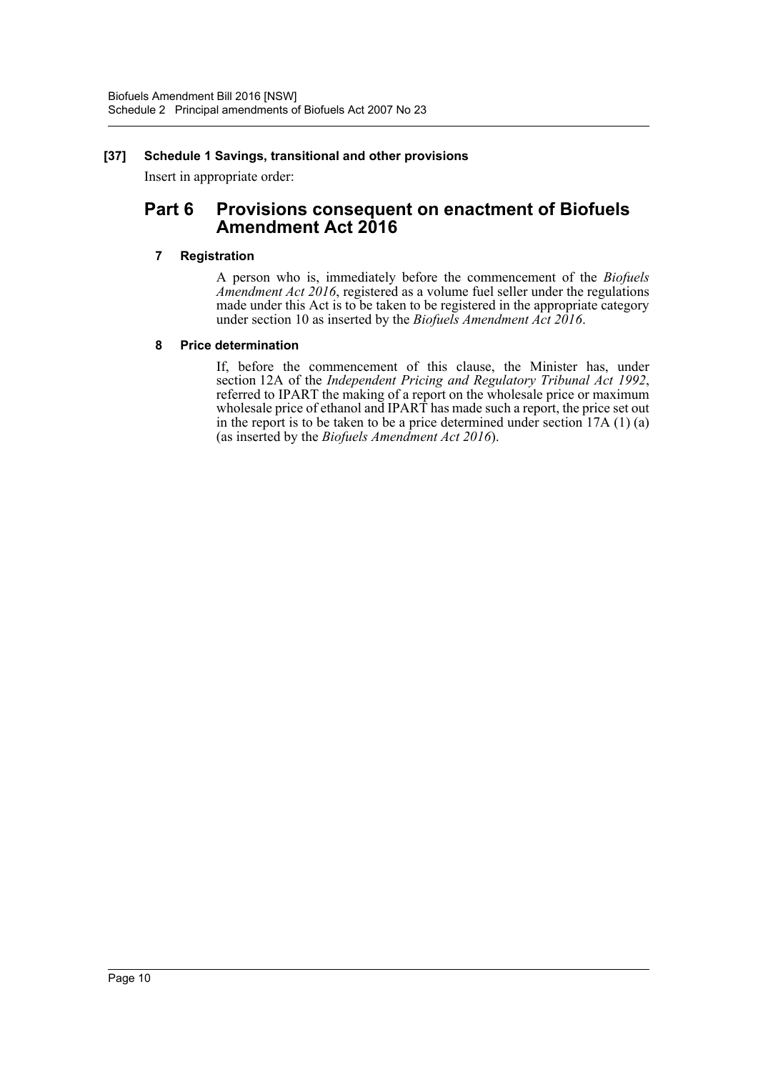**[37] Schedule 1 Savings, transitional and other provisions**

Insert in appropriate order:

## Part 6 Provisions consequent on enactment of Biofuels Amendment Act 2016

### 7 Registration

A person who is, immediately before the commencement of the *Biofuels Amendment Act 2016*, registered as a volume fuel seller under the regulations made under this Act is to be taken to be registered in the appropriate category under section 10 as inserted by the *Biofuels Amendment Act 2016*.

### 8 Price determination

If, before the commencement of this clause, the Minister has, under section 12A of the *Independent Pricing and Regulatory Tribunal Act 1992*, referred to IPART the making of a report on the wholesale price or maximum wholesale price of ethanol and IPART has made such a report, the price set out in the report is to be taken to be a price determined under section 17A (1) (a) (as inserted by the *Biofuels Amendment Act 2016*).